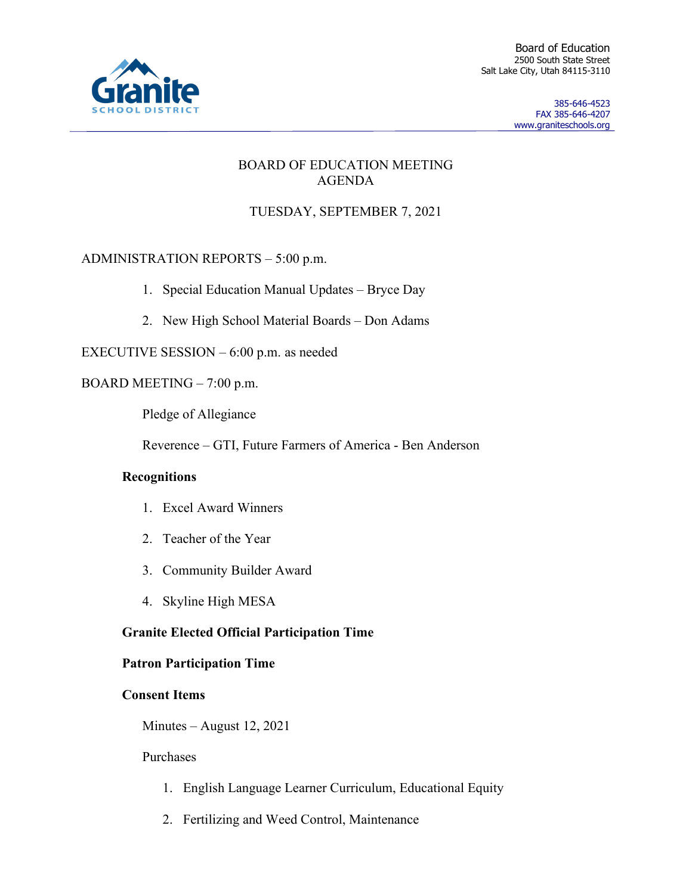Granite SCHOOL DISTRICT

Board of Education
2500 South State Street
Salt Lake City, Utah 84115-3110

385-646-4523
FAX 385-646-4207
www.graniteschools.org

# BOARD OF EDUCATION MEETING AGENDA

## TUESDAY, SEPTEMBER 7, 2021

ADMINISTRATION REPORTS – 5:00 p.m.

1. Special Education Manual Updates – Bryce Day
2. New High School Material Boards – Don Adams

EXECUTIVE SESSION – 6:00 p.m. as needed

BOARD MEETING – 7:00 p.m.

Pledge of Allegiance

Reverence – GTI, Future Farmers of America - Ben Anderson

**Recognitions**

1. Excel Award Winners
2. Teacher of the Year
3. Community Builder Award
4. Skyline High MESA

**Granite Elected Official Participation Time**

**Patron Participation Time**

**Consent Items**

Minutes – August 12, 2021

Purchases

1. English Language Learner Curriculum, Educational Equity
2. Fertilizing and Weed Control, Maintenance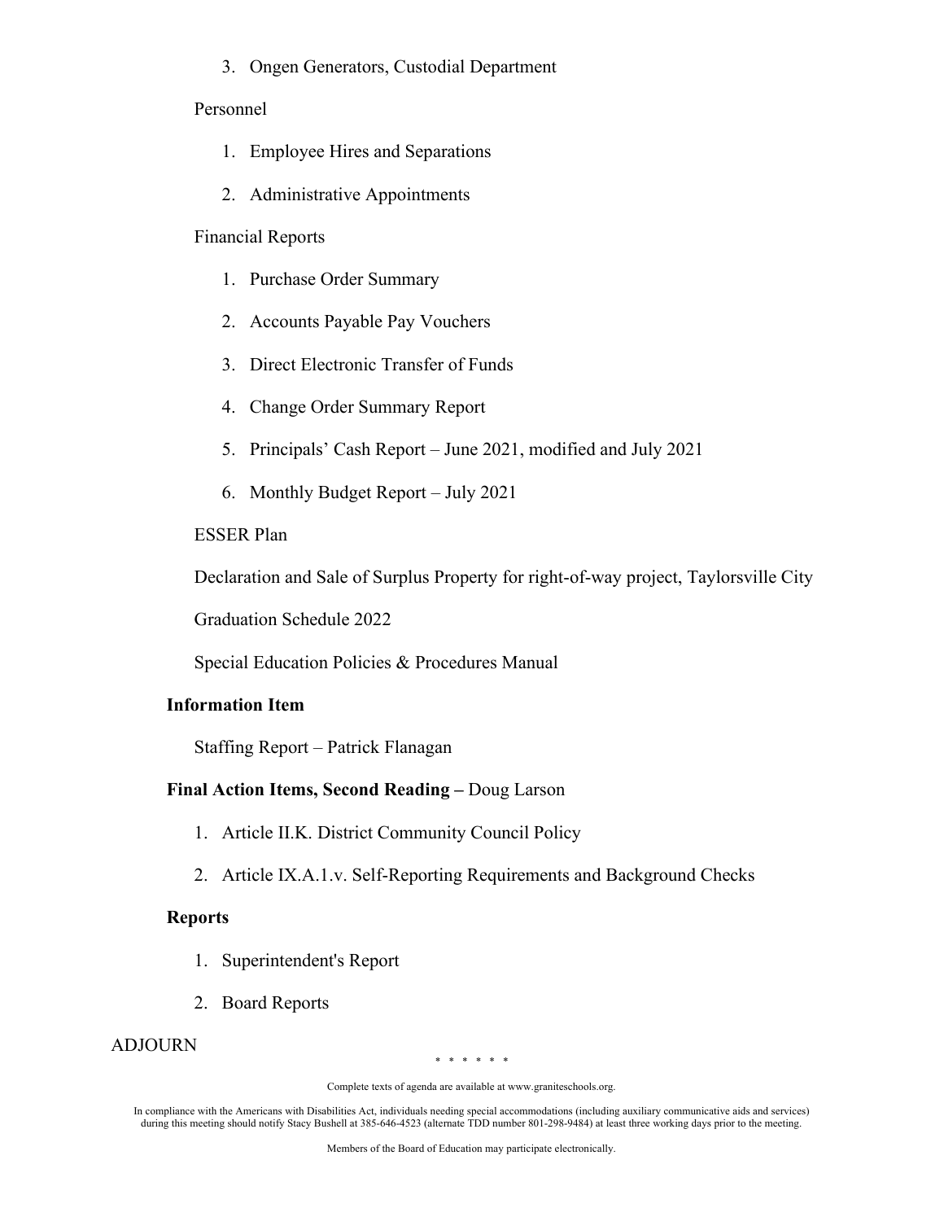3. Ongen Generators, Custodial Department

Personnel

1. Employee Hires and Separations
2. Administrative Appointments

Financial Reports

1. Purchase Order Summary
2. Accounts Payable Pay Vouchers
3. Direct Electronic Transfer of Funds
4. Change Order Summary Report
5. Principals' Cash Report – June 2021, modified and July 2021
6. Monthly Budget Report – July 2021

ESSER Plan

Declaration and Sale of Surplus Property for right-of-way project, Taylorsville City

Graduation Schedule 2022

Special Education Policies & Procedures Manual

**Information Item**

Staffing Report – Patrick Flanagan

**Final Action Items, Second Reading –** Doug Larson

1. Article II.K. District Community Council Policy
2. Article IX.A.1.v. Self-Reporting Requirements and Background Checks

**Reports**

1. Superintendent's Report
2. Board Reports

ADJOURN

\* \* \* \* \* \*

Complete texts of agenda are available at www.graniteschools.org.

In compliance with the Americans with Disabilities Act, individuals needing special accommodations (including auxiliary communicative aids and services) during this meeting should notify Stacy Bushell at 385-646-4523 (alternate TDD number 801-298-9484) at least three working days prior to the meeting.

Members of the Board of Education may participate electronically.